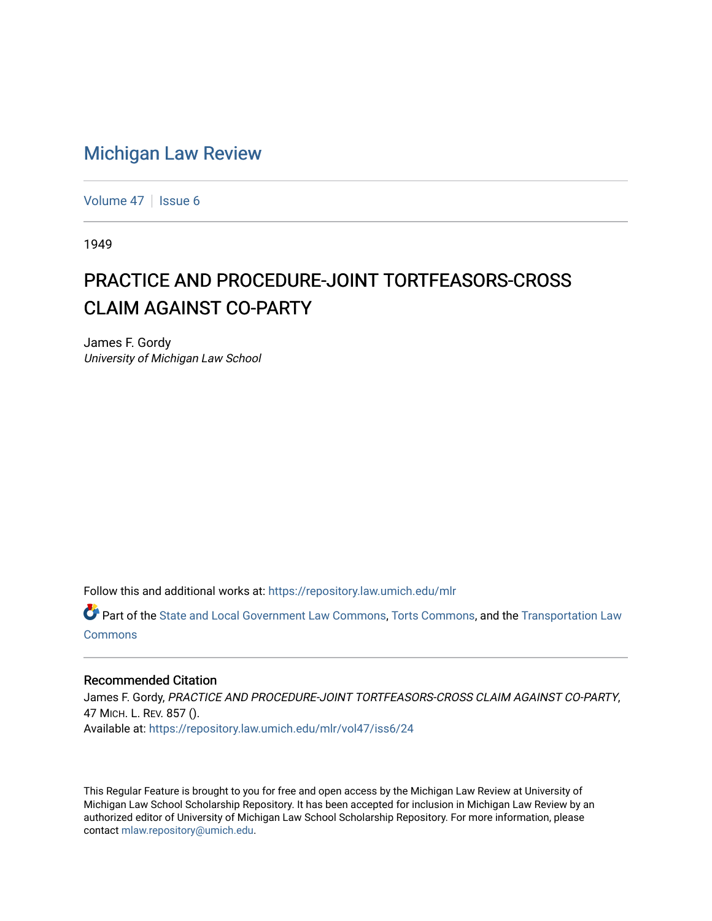# Michigan Law Review

Volume 47 | Issue 6

1949

## PRACTICE AND PROCEDURE-JOINT TORTFEASORS-CROSS CLAIM AGAINST CO-PARTY

James F. Gordy
*University of Michigan Law School*

Follow this and additional works at: https://repository.law.umich.edu/mlr

Part of the State and Local Government Law Commons, Torts Commons, and the Transportation Law Commons

### Recommended Citation

James F. Gordy, *PRACTICE AND PROCEDURE-JOINT TORTFEASORS-CROSS CLAIM AGAINST CO-PARTY*, 47 MICH. L. REV. 857 ().
Available at: https://repository.law.umich.edu/mlr/vol47/iss6/24

This Regular Feature is brought to you for free and open access by the Michigan Law Review at University of Michigan Law School Scholarship Repository. It has been accepted for inclusion in Michigan Law Review by an authorized editor of University of Michigan Law School Scholarship Repository. For more information, please contact mlaw.repository@umich.edu.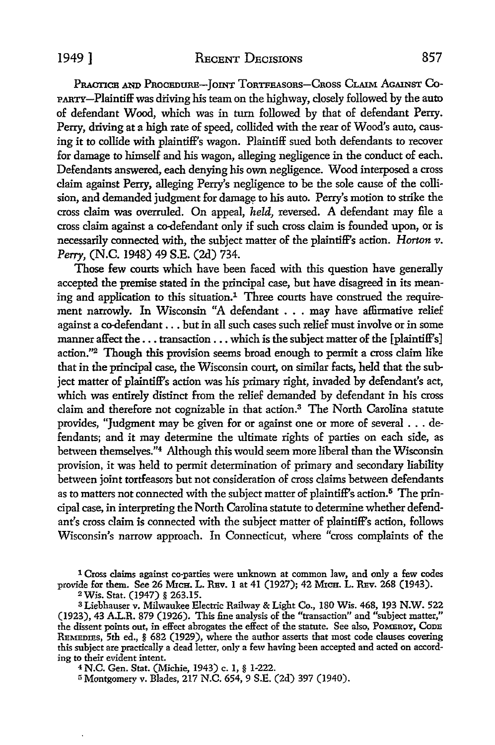PRACTICE AND PROCEDURE—JOINT TORTFEASORS—CROSS CLAIM AGAINST CO-PARTY—Plaintiff was driving his team on the highway, closely followed by the auto of defendant Wood, which was in turn followed by that of defendant Perry. Perry, driving at a high rate of speed, collided with the rear of Wood's auto, causing it to collide with plaintiff's wagon. Plaintiff sued both defendants to recover for damage to himself and his wagon, alleging negligence in the conduct of each. Defendants answered, each denying his own negligence. Wood interposed a cross claim against Perry, alleging Perry's negligence to be the sole cause of the collision, and demanded judgment for damage to his auto. Perry's motion to strike the cross claim was overruled. On appeal, *held*, reversed. A defendant may file a cross claim against a co-defendant only if such cross claim is founded upon, or is necessarily connected with, the subject matter of the plaintiff's action. *Horton v. Perry*, (N.C. 1948) 49 S.E. (2d) 734.

Those few courts which have been faced with this question have generally accepted the premise stated in the principal case, but have disagreed in its meaning and application to this situation.[1] Three courts have construed the requirement narrowly. In Wisconsin "A defendant . . . may have affirmative relief against a co-defendant . . . but in all such cases such relief must involve or in some manner affect the . . . transaction . . . which is the subject matter of the [plaintiff's] action."[2] Though this provision seems broad enough to permit a cross claim like that in the principal case, the Wisconsin court, on similar facts, held that the subject matter of plaintiff's action was his primary right, invaded by defendant's act, which was entirely distinct from the relief demanded by defendant in his cross claim and therefore not cognizable in that action.[3] The North Carolina statute provides, "Judgment may be given for or against one or more of several . . . defendants; and it may determine the ultimate rights of parties on each side, as between themselves."[4] Although this would seem more liberal than the Wisconsin provision, it was held to permit determination of primary and secondary liability between joint tortfeasors but not consideration of cross claims between defendants as to matters not connected with the subject matter of plaintiff's action.[5] The principal case, in interpreting the North Carolina statute to determine whether defendant's cross claim is connected with the subject matter of plaintiff's action, follows Wisconsin's narrow approach. In Connecticut, where "cross complaints of the

---

[1] Cross claims against co-parties were unknown at common law, and only a few codes provide for them. See 26 MICH. L. REV. 1 at 41 (1927); 42 MICH. L. REV. 268 (1943).

[2] Wis. Stat. (1947) § 263.15.

[3] Liebhauser v. Milwaukee Electric Railway & Light Co., 180 Wis. 468, 193 N.W. 522 (1923), 43 A.L.R. 879 (1926). This fine analysis of the "transaction" and "subject matter," the dissent points out, in effect abrogates the effect of the statute. See also, POMEROY, CODE REMEDIES, 5th ed., § 682 (1929), where the author asserts that most code clauses covering this subject are practically a dead letter, only a few having been accepted and acted on according to their evident intent.

[4] N.C. Gen. Stat. (Michie, 1943) c. 1, § 1-222.

[5] Montgomery v. Blades, 217 N.C. 654, 9 S.E. (2d) 397 (1940).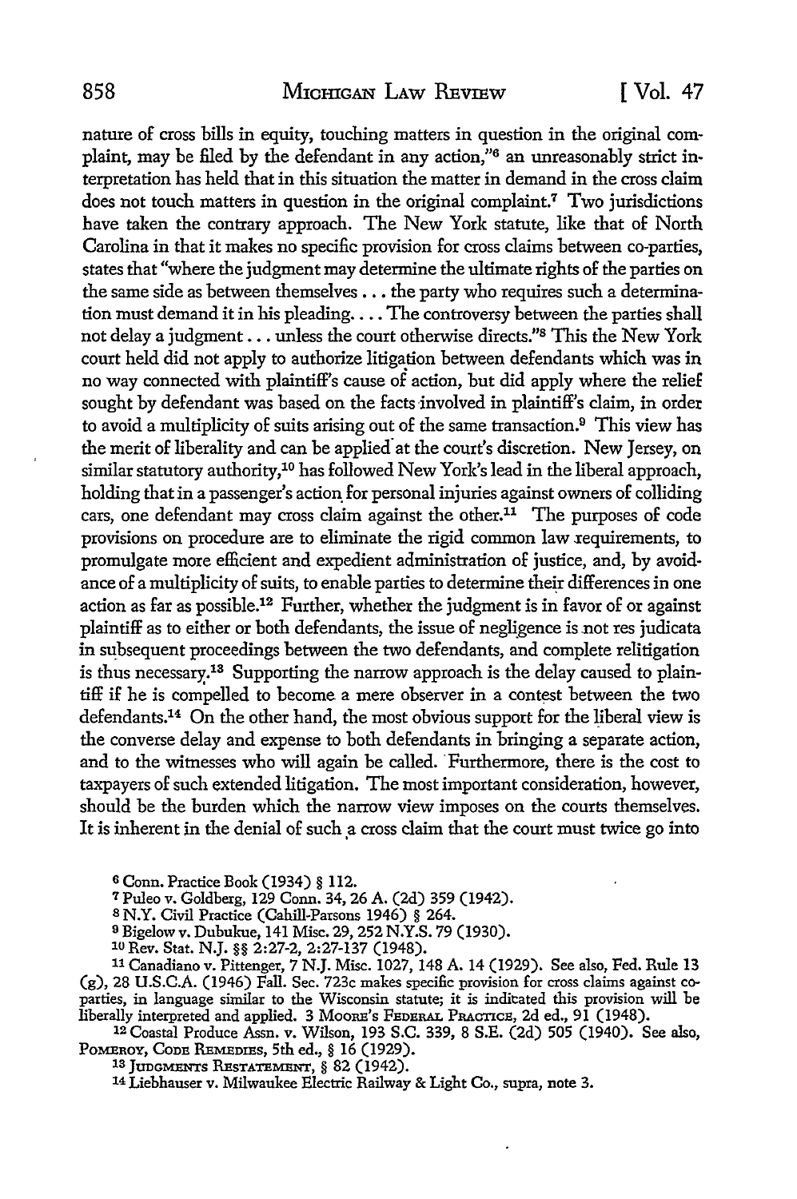nature of cross bills in equity, touching matters in question in the original complaint, may be filed by the defendant in any action,"[6] an unreasonably strict interpretation has held that in this situation the matter in demand in the cross claim does not touch matters in question in the original complaint.[7] Two jurisdictions have taken the contrary approach. The New York statute, like that of North Carolina in that it makes no specific provision for cross claims between co-parties, states that "where the judgment may determine the ultimate rights of the parties on the same side as between themselves . . . the party who requires such a determination must demand it in his pleading. . . . The controversy between the parties shall not delay a judgment . . . unless the court otherwise directs."[8] This the New York court held did not apply to authorize litigation between defendants which was in no way connected with plaintiff's cause of action, but did apply where the relief sought by defendant was based on the facts involved in plaintiff's claim, in order to avoid a multiplicity of suits arising out of the same transaction.[9] This view has the merit of liberality and can be applied at the court's discretion. New Jersey, on similar statutory authority,[10] has followed New York's lead in the liberal approach, holding that in a passenger's action for personal injuries against owners of colliding cars, one defendant may cross claim against the other.[11] The purposes of code provisions on procedure are to eliminate the rigid common law requirements, to promulgate more efficient and expedient administration of justice, and, by avoidance of a multiplicity of suits, to enable parties to determine their differences in one action as far as possible.[12] Further, whether the judgment is in favor of or against plaintiff as to either or both defendants, the issue of negligence is not res judicata in subsequent proceedings between the two defendants, and complete relitigation is thus necessary.[13] Supporting the narrow approach is the delay caused to plaintiff if he is compelled to become a mere observer in a contest between the two defendants.[14] On the other hand, the most obvious support for the liberal view is the converse delay and expense to both defendants in bringing a separate action, and to the witnesses who will again be called. Furthermore, there is the cost to taxpayers of such extended litigation. The most important consideration, however, should be the burden which the narrow view imposes on the courts themselves. It is inherent in the denial of such a cross claim that the court must twice go into

[6] Conn. Practice Book (1934) § 112.

[7] Puleo v. Goldberg, 129 Conn. 34, 26 A. (2d) 359 (1942).

[8] N.Y. Civil Practice (Cahill-Parsons 1946) § 264.

[9] Bigelow v. Dubukue, 141 Misc. 29, 252 N.Y.S. 79 (1930).

[10] Rev. Stat. N.J. §§ 2:27-2, 2:27-137 (1948).

[11] Canadiano v. Pittenger, 7 N.J. Misc. 1027, 148 A. 14 (1929). See also, Fed. Rule 13 (g), 28 U.S.C.A. (1946) Fall. Sec. 723c makes specific provision for cross claims against co-parties, in language similar to the Wisconsin statute; it is indicated this provision will be liberally interpreted and applied. 3 MOORE'S FEDERAL PRACTICE, 2d ed., 91 (1948).

[12] Coastal Produce Assn. v. Wilson, 193 S.C. 339, 8 S.E. (2d) 505 (1940). See also, POMEROY, CODE REMEDIES, 5th ed., § 16 (1929).

[13] JUDGMENTS RESTATEMENT, § 82 (1942).

[14] Liebhauser v. Milwaukee Electric Railway & Light Co., supra, note 3.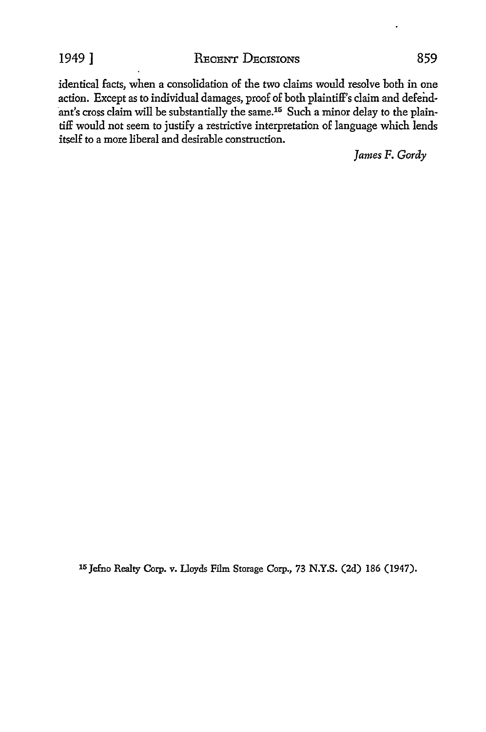identical facts, when a consolidation of the two claims would resolve both in one action. Except as to individual damages, proof of both plaintiff's claim and defendant's cross claim will be substantially the same.[15] Such a minor delay to the plaintiff would not seem to justify a restrictive interpretation of language which lends itself to a more liberal and desirable construction.

*James F. Gordy*

[15] Jefno Realty Corp. v. Lloyds Film Storage Corp., 73 N.Y.S. (2d) 186 (1947).